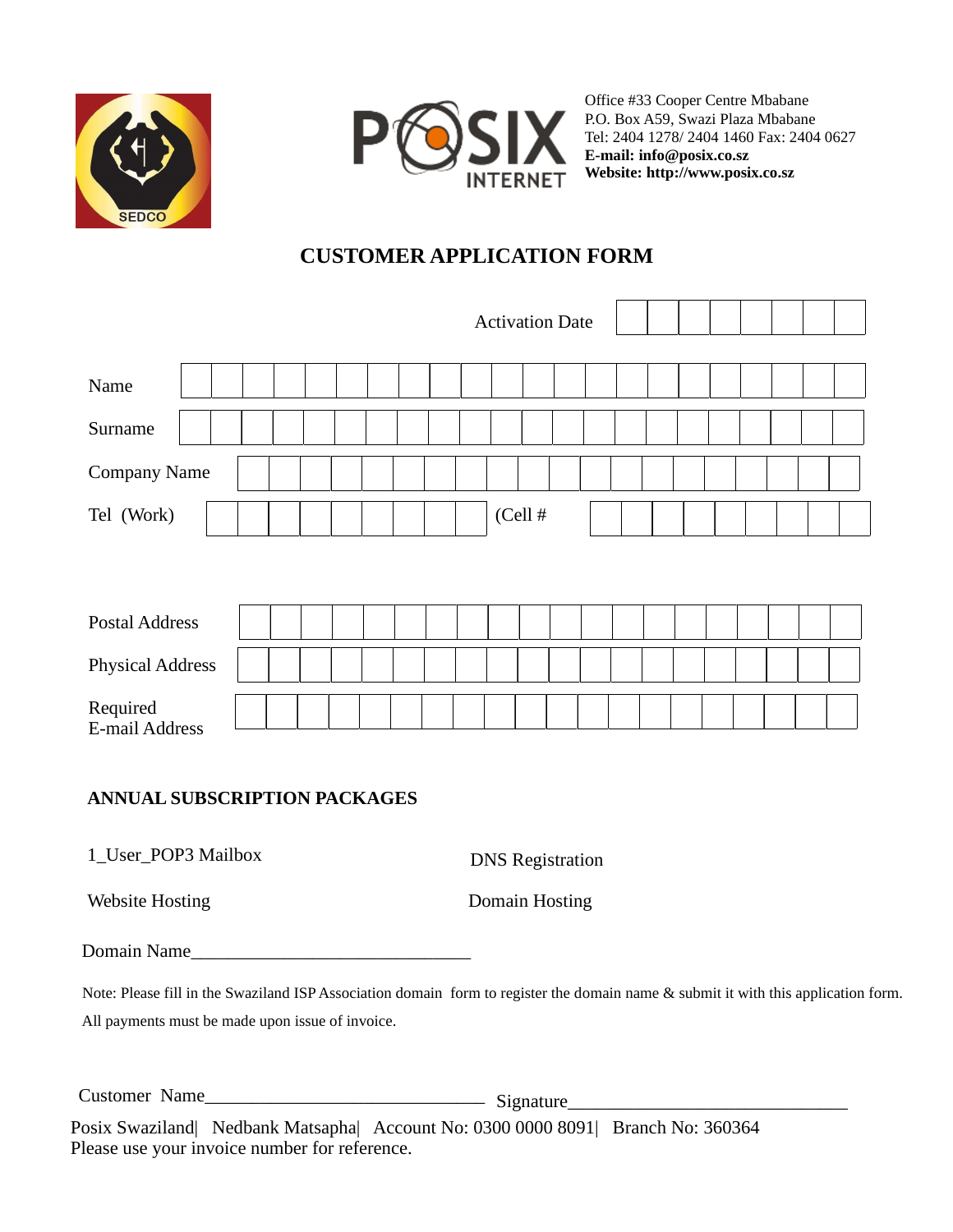Office #33 Cooper Centre Mbabane
P.O. Box A59, Swazi Plaza Mbabane
Tel: 2404 1278/ 2404 1460 Fax: 2404 0627
**E-mail: info@posix.co.sz**
**Website: http://www.posix.co.sz**

# CUSTOMER APPLICATION FORM

Activation Date

Name

Surname

Company Name

Tel (Work) (Cell #

Postal Address

Physical Address

Required
E-mail Address

## ANNUAL SUBSCRIPTION PACKAGES

1_User_POP3 Mailbox

DNS Registration

Website Hosting

Domain Hosting

Domain Name______________________________

Note: Please fill in the Swaziland ISP Association domain form to register the domain name & submit it with this application form.

All payments must be made upon issue of invoice.

Customer Name______________________________ Signature______________________________

Posix Swaziland| Nedbank Matsapha| Account No: 0300 0000 8091| Branch No: 360364
Please use your invoice number for reference.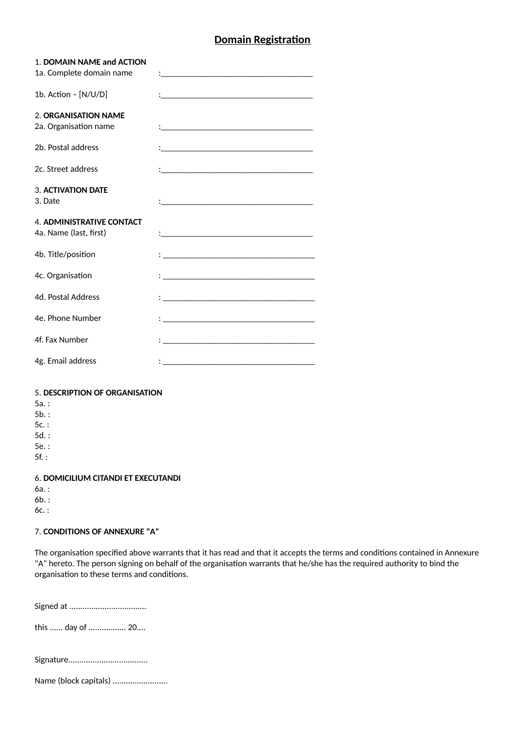# Domain Registration

1. **DOMAIN NAME and ACTION**

1a. Complete domain name :\_\_\_\_\_\_\_\_\_\_\_\_\_\_\_\_\_\_\_\_\_\_\_\_\_\_\_\_\_\_\_\_\_\_\_\_\_

1b. Action – [N/U/D] :\_\_\_\_\_\_\_\_\_\_\_\_\_\_\_\_\_\_\_\_\_\_\_\_\_\_\_\_\_\_\_\_\_\_\_\_\_

2. **ORGANISATION NAME**

2a. Organisation name :\_\_\_\_\_\_\_\_\_\_\_\_\_\_\_\_\_\_\_\_\_\_\_\_\_\_\_\_\_\_\_\_\_\_\_\_\_

2b. Postal address :\_\_\_\_\_\_\_\_\_\_\_\_\_\_\_\_\_\_\_\_\_\_\_\_\_\_\_\_\_\_\_\_\_\_\_\_\_

2c. Street address :\_\_\_\_\_\_\_\_\_\_\_\_\_\_\_\_\_\_\_\_\_\_\_\_\_\_\_\_\_\_\_\_\_\_\_\_\_

3. **ACTIVATION DATE**

3. Date :\_\_\_\_\_\_\_\_\_\_\_\_\_\_\_\_\_\_\_\_\_\_\_\_\_\_\_\_\_\_\_\_\_\_\_\_\_

4. **ADMINISTRATIVE CONTACT**

4a. Name (last, first) :\_\_\_\_\_\_\_\_\_\_\_\_\_\_\_\_\_\_\_\_\_\_\_\_\_\_\_\_\_\_\_\_\_\_\_\_\_

4b. Title/position : \_\_\_\_\_\_\_\_\_\_\_\_\_\_\_\_\_\_\_\_\_\_\_\_\_\_\_\_\_\_\_\_\_\_\_\_\_

4c. Organisation : \_\_\_\_\_\_\_\_\_\_\_\_\_\_\_\_\_\_\_\_\_\_\_\_\_\_\_\_\_\_\_\_\_\_\_\_\_

4d. Postal Address : \_\_\_\_\_\_\_\_\_\_\_\_\_\_\_\_\_\_\_\_\_\_\_\_\_\_\_\_\_\_\_\_\_\_\_\_\_

4e. Phone Number : \_\_\_\_\_\_\_\_\_\_\_\_\_\_\_\_\_\_\_\_\_\_\_\_\_\_\_\_\_\_\_\_\_\_\_\_\_

4f. Fax Number : \_\_\_\_\_\_\_\_\_\_\_\_\_\_\_\_\_\_\_\_\_\_\_\_\_\_\_\_\_\_\_\_\_\_\_\_\_

4g. Email address : \_\_\_\_\_\_\_\_\_\_\_\_\_\_\_\_\_\_\_\_\_\_\_\_\_\_\_\_\_\_\_\_\_\_\_\_\_

5. **DESCRIPTION OF ORGANISATION**

5a. :
5b. :
5c. :
5d. :
5e. :
5f. :

6. **DOMICILIUM CITANDI ET EXECUTANDI**

6a. :
6b. :
6c. :

7. **CONDITIONS OF ANNEXURE "A"**

The organisation specified above warrants that it has read and that it accepts the terms and conditions contained in Annexure "A" hereto. The person signing on behalf of the organisation warrants that he/she has the required authority to bind the organisation to these terms and conditions.

Signed at ...................................

this ...... day of ................. 20....

Signature....................................

Name (block capitals) .........................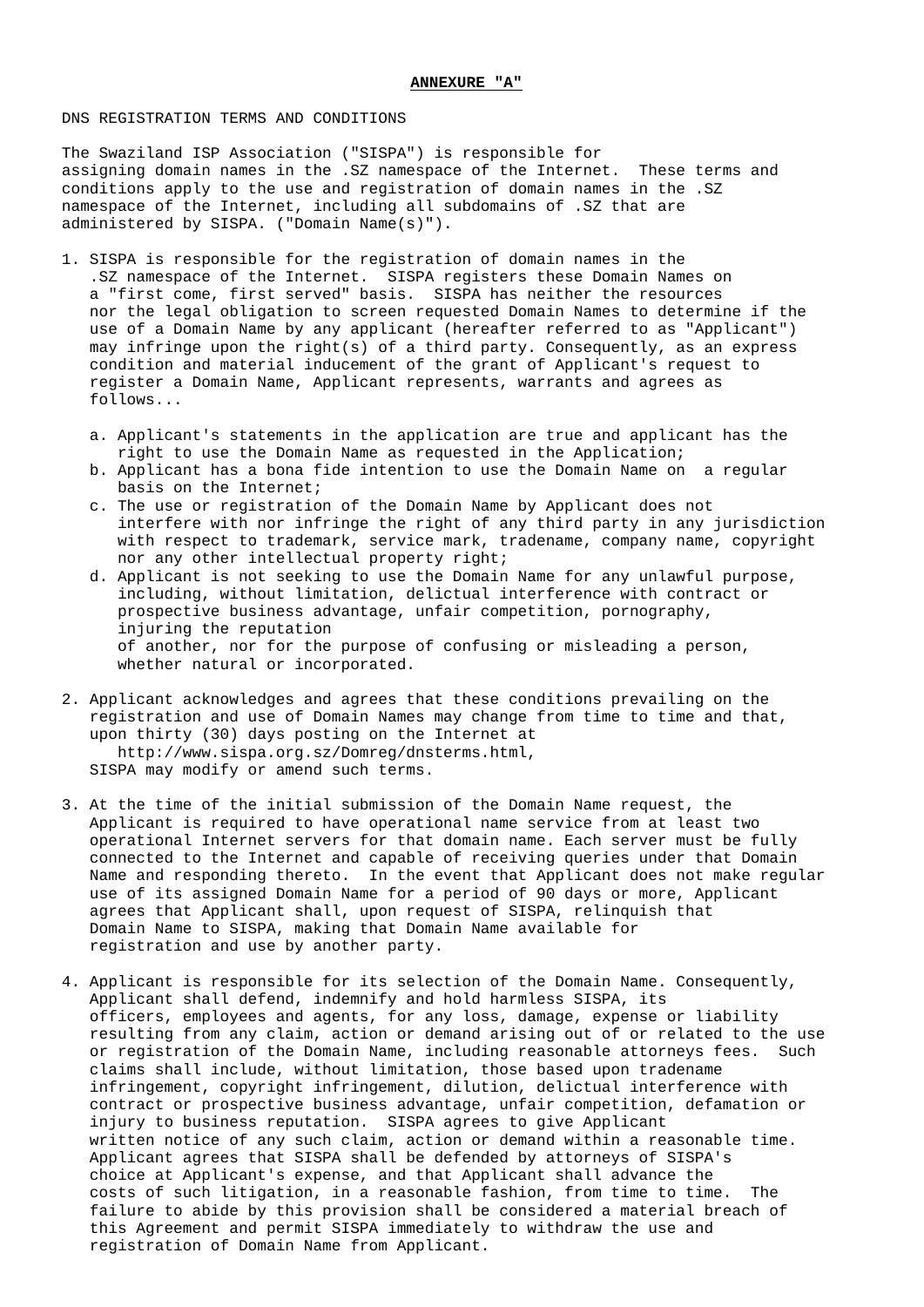**ANNEXURE "A"**

DNS REGISTRATION TERMS AND CONDITIONS

The Swaziland ISP Association ("SISPA") is responsible for assigning domain names in the .SZ namespace of the Internet. These terms and conditions apply to the use and registration of domain names in the .SZ namespace of the Internet, including all subdomains of .SZ that are administered by SISPA. ("Domain Name(s)").

1. SISPA is responsible for the registration of domain names in the .SZ namespace of the Internet. SISPA registers these Domain Names on a "first come, first served" basis. SISPA has neither the resources nor the legal obligation to screen requested Domain Names to determine if the use of a Domain Name by any applicant (hereafter referred to as "Applicant") may infringe upon the right(s) of a third party. Consequently, as an express condition and material inducement of the grant of Applicant's request to register a Domain Name, Applicant represents, warrants and agrees as follows...

   a. Applicant's statements in the application are true and applicant has the right to use the Domain Name as requested in the Application;
   b. Applicant has a bona fide intention to use the Domain Name on a regular basis on the Internet;
   c. The use or registration of the Domain Name by Applicant does not interfere with nor infringe the right of any third party in any jurisdiction with respect to trademark, service mark, tradename, company name, copyright nor any other intellectual property right;
   d. Applicant is not seeking to use the Domain Name for any unlawful purpose, including, without limitation, delictual interference with contract or prospective business advantage, unfair competition, pornography, injuring the reputation of another, nor for the purpose of confusing or misleading a person, whether natural or incorporated.

2. Applicant acknowledges and agrees that these conditions prevailing on the registration and use of Domain Names may change from time to time and that, upon thirty (30) days posting on the Internet at http://www.sispa.org.sz/Domreg/dnsterms.html, SISPA may modify or amend such terms.

3. At the time of the initial submission of the Domain Name request, the Applicant is required to have operational name service from at least two operational Internet servers for that domain name. Each server must be fully connected to the Internet and capable of receiving queries under that Domain Name and responding thereto. In the event that Applicant does not make regular use of its assigned Domain Name for a period of 90 days or more, Applicant agrees that Applicant shall, upon request of SISPA, relinquish that Domain Name to SISPA, making that Domain Name available for registration and use by another party.

4. Applicant is responsible for its selection of the Domain Name. Consequently, Applicant shall defend, indemnify and hold harmless SISPA, its officers, employees and agents, for any loss, damage, expense or liability resulting from any claim, action or demand arising out of or related to the use or registration of the Domain Name, including reasonable attorneys fees. Such claims shall include, without limitation, those based upon tradename infringement, copyright infringement, dilution, delictual interference with contract or prospective business advantage, unfair competition, defamation or injury to business reputation. SISPA agrees to give Applicant written notice of any such claim, action or demand within a reasonable time. Applicant agrees that SISPA shall be defended by attorneys of SISPA's choice at Applicant's expense, and that Applicant shall advance the costs of such litigation, in a reasonable fashion, from time to time. The failure to abide by this provision shall be considered a material breach of this Agreement and permit SISPA immediately to withdraw the use and registration of Domain Name from Applicant.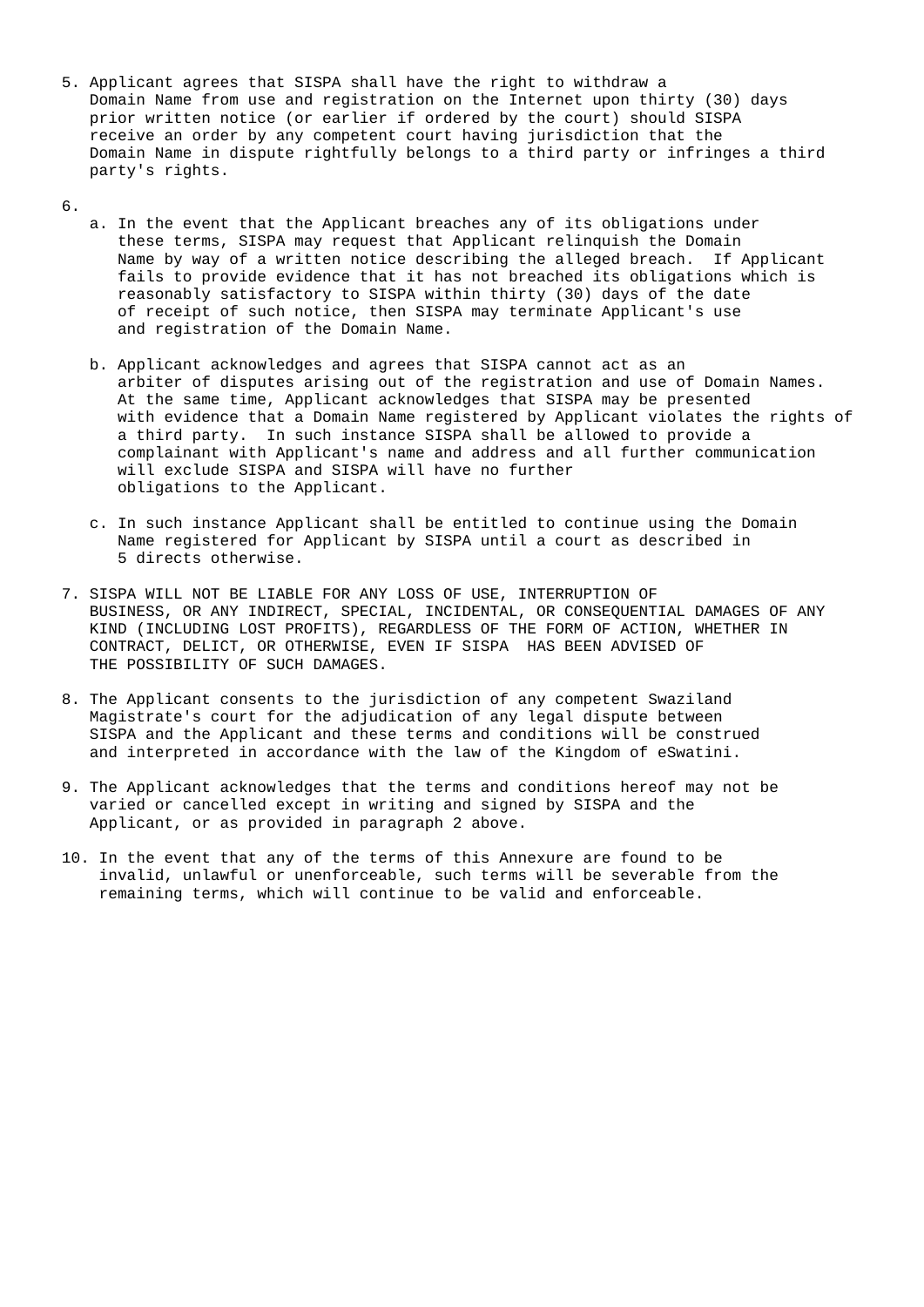5. Applicant agrees that SISPA shall have the right to withdraw a Domain Name from use and registration on the Internet upon thirty (30) days prior written notice (or earlier if ordered by the court) should SISPA receive an order by any competent court having jurisdiction that the Domain Name in dispute rightfully belongs to a third party or infringes a third party's rights.

6.
   a. In the event that the Applicant breaches any of its obligations under these terms, SISPA may request that Applicant relinquish the Domain Name by way of a written notice describing the alleged breach. If Applicant fails to provide evidence that it has not breached its obligations which is reasonably satisfactory to SISPA within thirty (30) days of the date of receipt of such notice, then SISPA may terminate Applicant's use and registration of the Domain Name.

   b. Applicant acknowledges and agrees that SISPA cannot act as an arbiter of disputes arising out of the registration and use of Domain Names. At the same time, Applicant acknowledges that SISPA may be presented with evidence that a Domain Name registered by Applicant violates the rights of a third party. In such instance SISPA shall be allowed to provide a complainant with Applicant's name and address and all further communication will exclude SISPA and SISPA will have no further obligations to the Applicant.

   c. In such instance Applicant shall be entitled to continue using the Domain Name registered for Applicant by SISPA until a court as described in 5 directs otherwise.

7. SISPA WILL NOT BE LIABLE FOR ANY LOSS OF USE, INTERRUPTION OF BUSINESS, OR ANY INDIRECT, SPECIAL, INCIDENTAL, OR CONSEQUENTIAL DAMAGES OF ANY KIND (INCLUDING LOST PROFITS), REGARDLESS OF THE FORM OF ACTION, WHETHER IN CONTRACT, DELICT, OR OTHERWISE, EVEN IF SISPA HAS BEEN ADVISED OF THE POSSIBILITY OF SUCH DAMAGES.

8. The Applicant consents to the jurisdiction of any competent Swaziland Magistrate's court for the adjudication of any legal dispute between SISPA and the Applicant and these terms and conditions will be construed and interpreted in accordance with the law of the Kingdom of eSwatini.

9. The Applicant acknowledges that the terms and conditions hereof may not be varied or cancelled except in writing and signed by SISPA and the Applicant, or as provided in paragraph 2 above.

10. In the event that any of the terms of this Annexure are found to be invalid, unlawful or unenforceable, such terms will be severable from the remaining terms, which will continue to be valid and enforceable.